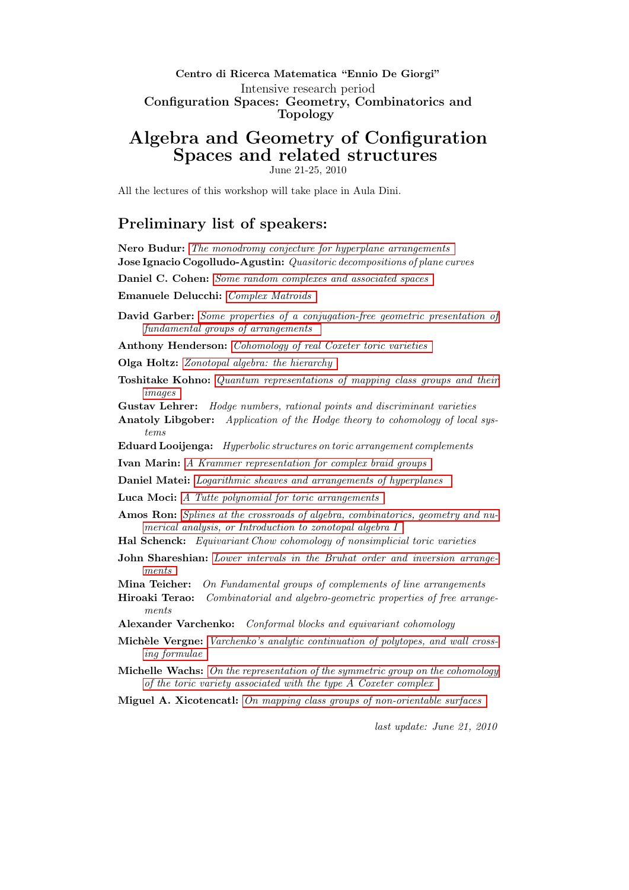**Centro di Ricerca Matematica "Ennio De Giorgi"**

Intensive research period

**Configuration Spaces: Geometry, Combinatorics and Topology**

# Algebra and Geometry of Configuration Spaces and related structures

June 21-25, 2010

All the lectures of this workshop will take place in Aula Dini.

## Preliminary list of speakers:

**Nero Budur:** *The monodromy conjecture for hyperplane arrangements*

**Jose Ignacio Cogolludo-Agustin:** *Quasitoric decompositions of plane curves*

**Daniel C. Cohen:** *Some random complexes and associated spaces*

**Emanuele Delucchi:** *Complex Matroids*

**David Garber:** *Some properties of a conjugation-free geometric presentation of fundamental groups of arrangements*

**Anthony Henderson:** *Cohomology of real Coxeter toric varieties*

**Olga Holtz:** *Zonotopal algebra: the hierarchy*

**Toshitake Kohno:** *Quantum representations of mapping class groups and their images*

**Gustav Lehrer:** *Hodge numbers, rational points and discriminant varieties*

**Anatoly Libgober:** *Application of the Hodge theory to cohomology of local systems*

**Eduard Looijenga:** *Hyperbolic structures on toric arrangement complements*

**Ivan Marin:** *A Krammer representation for complex braid groups*

**Daniel Matei:** *Logarithmic sheaves and arrangements of hyperplanes*

**Luca Moci:** *A Tutte polynomial for toric arrangements*

**Amos Ron:** *Splines at the crossroads of algebra, combinatorics, geometry and numerical analysis, or Introduction to zonotopal algebra I*

**Hal Schenck:** *Equivariant Chow cohomology of nonsimplicial toric varieties*

**John Shareshian:** *Lower intervals in the Bruhat order and inversion arrangements*

**Mina Teicher:** *On Fundamental groups of complements of line arrangements*

**Hiroaki Terao:** *Combinatorial and algebro-geometric properties of free arrangements*

**Alexander Varchenko:** *Conformal blocks and equivariant cohomology*

**Michèle Vergne:** *Varchenko's analytic continuation of polytopes, and wall crossing formulae*

**Michelle Wachs:** *On the representation of the symmetric group on the cohomology of the toric variety associated with the type A Coxeter complex*

**Miguel A. Xicotencatl:** *On mapping class groups of non-orientable surfaces*

*last update: June 21, 2010*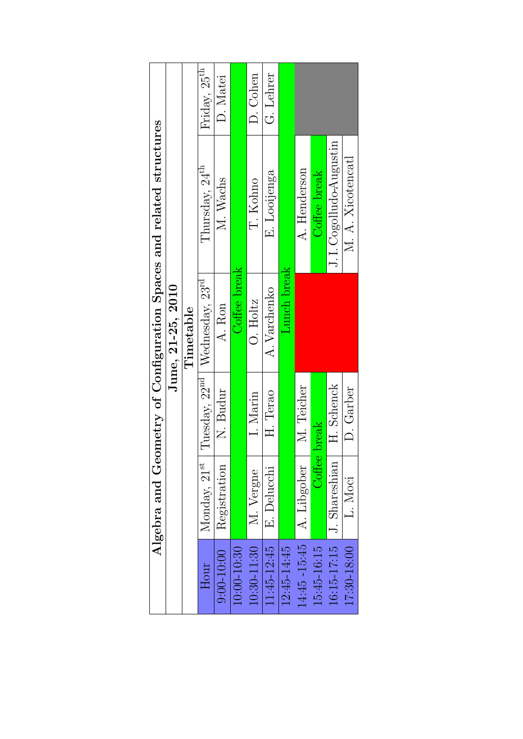# Algebra and Geometry of Configuration Spaces and related structures

## June, 21-25, 2010

### Timetable

| Hour | Monday, 21$^{st}$ | Tuesday, 22$^{nd}$ | Wednesday, 23$^{rd}$ | Thursday, 24$^{th}$ | Friday, 25$^{th}$ |
|---|---|---|---|---|---|
| 9:00-10:00 | Registration | N. Budur | A. Ron | M. Wachs | D. Matei |
| 10:00-10:30 | Coffee break | | | | |
| 10:30-11:30 | M. Vergne | I. Marin | O. Holtz | T. Kohno | D. Cohen |
| 11:45-12:45 | E. Delucchi | H. Terao | A. Varchenko | E. Looijenga | G. Lehrer |
| 12:45-14:45 | Lunch break | | | | |
| 14:45 -15:45 | A. Libgober | M. Teicher | | A. Henderson | |
| 15:45-16:15 | Coffee break | Coffee break | | Coffee break | |
| 16:15-17:15 | J. Shareshian | H. Schenck | | J. I. Cogolludo-Augustin | |
| 17:30-18:00 | L. Moci | D. Garber | | M. A. Xicotencatl | |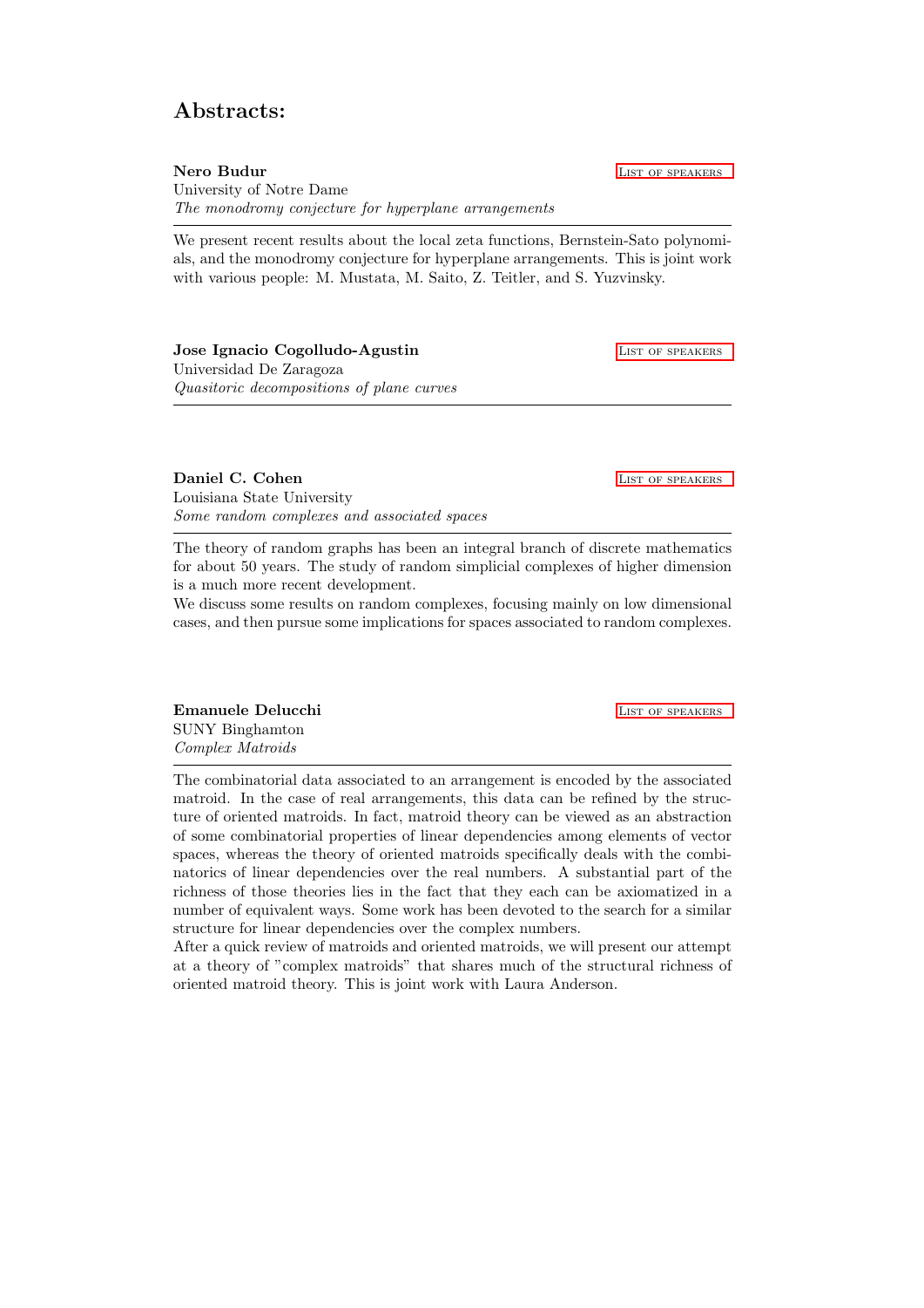## Abstracts:

**Nero Budur**  
University of Notre Dame  
*The monodromy conjecture for hyperplane arrangements*

List of speakers

---

We present recent results about the local zeta functions, Bernstein-Sato polynomials, and the monodromy conjecture for hyperplane arrangements. This is joint work with various people: M. Mustata, M. Saito, Z. Teitler, and S. Yuzvinsky.

**Jose Ignacio Cogolludo-Agustin**  
Universidad De Zaragoza  
*Quasitoric decompositions of plane curves*

List of speakers

---

**Daniel C. Cohen**  
Louisiana State University  
*Some random complexes and associated spaces*

List of speakers

---

The theory of random graphs has been an integral branch of discrete mathematics for about 50 years. The study of random simplicial complexes of higher dimension is a much more recent development.

We discuss some results on random complexes, focusing mainly on low dimensional cases, and then pursue some implications for spaces associated to random complexes.

**Emanuele Delucchi**  
SUNY Binghamton  
*Complex Matroids*

List of speakers

---

The combinatorial data associated to an arrangement is encoded by the associated matroid. In the case of real arrangements, this data can be refined by the structure of oriented matroids. In fact, matroid theory can be viewed as an abstraction of some combinatorial properties of linear dependencies among elements of vector spaces, whereas the theory of oriented matroids specifically deals with the combinatorics of linear dependencies over the real numbers. A substantial part of the richness of those theories lies in the fact that they each can be axiomatized in a number of equivalent ways. Some work has been devoted to the search for a similar structure for linear dependencies over the complex numbers.

After a quick review of matroids and oriented matroids, we will present our attempt at a theory of "complex matroids" that shares much of the structural richness of oriented matroid theory. This is joint work with Laura Anderson.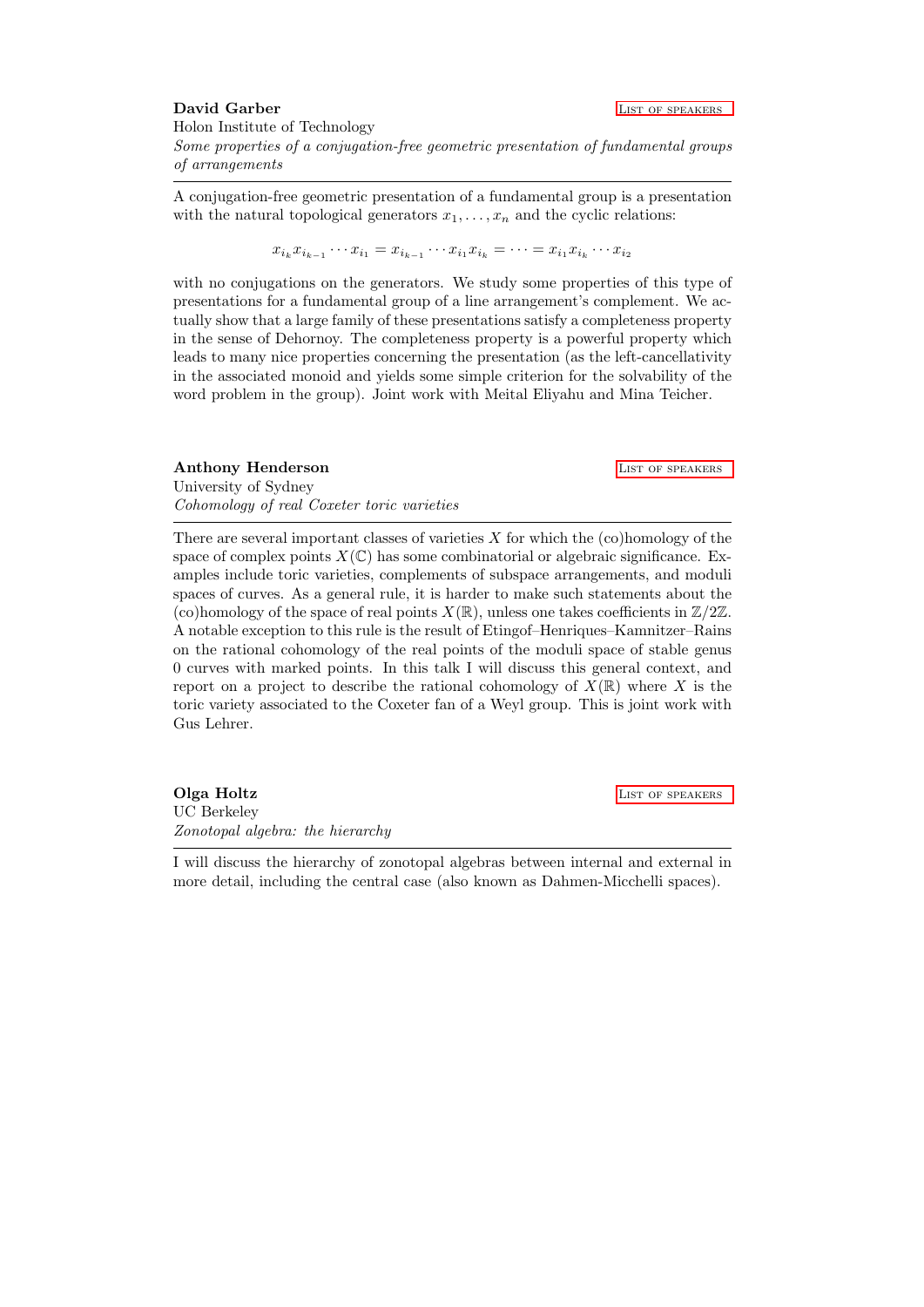**David Garber**

List of speakers

Holon Institute of Technology

*Some properties of a conjugation-free geometric presentation of fundamental groups of arrangements*

---

A conjugation-free geometric presentation of a fundamental group is a presentation with the natural topological generators $x_1, \ldots, x_n$ and the cyclic relations:

$$x_{i_k} x_{i_{k-1}} \cdots x_{i_1} = x_{i_{k-1}} \cdots x_{i_1} x_{i_k} = \cdots = x_{i_1} x_{i_k} \cdots x_{i_2}$$

with no conjugations on the generators. We study some properties of this type of presentations for a fundamental group of a line arrangement's complement. We actually show that a large family of these presentations satisfy a completeness property in the sense of Dehornoy. The completeness property is a powerful property which leads to many nice properties concerning the presentation (as the left-cancellativity in the associated monoid and yields some simple criterion for the solvability of the word problem in the group). Joint work with Meital Eliyahu and Mina Teicher.

**Anthony Henderson**

List of speakers

University of Sydney

*Cohomology of real Coxeter toric varieties*

---

There are several important classes of varieties $X$ for which the (co)homology of the space of complex points $X(\mathbb{C})$ has some combinatorial or algebraic significance. Examples include toric varieties, complements of subspace arrangements, and moduli spaces of curves. As a general rule, it is harder to make such statements about the (co)homology of the space of real points $X(\mathbb{R})$, unless one takes coefficients in $\mathbb{Z}/2\mathbb{Z}$. A notable exception to this rule is the result of Etingof–Henriques–Kamnitzer–Rains on the rational cohomology of the real points of the moduli space of stable genus 0 curves with marked points. In this talk I will discuss this general context, and report on a project to describe the rational cohomology of $X(\mathbb{R})$ where $X$ is the toric variety associated to the Coxeter fan of a Weyl group. This is joint work with Gus Lehrer.

**Olga Holtz**

List of speakers

UC Berkeley

*Zonotopal algebra: the hierarchy*

---

I will discuss the hierarchy of zonotopal algebras between internal and external in more detail, including the central case (also known as Dahmen-Micchelli spaces).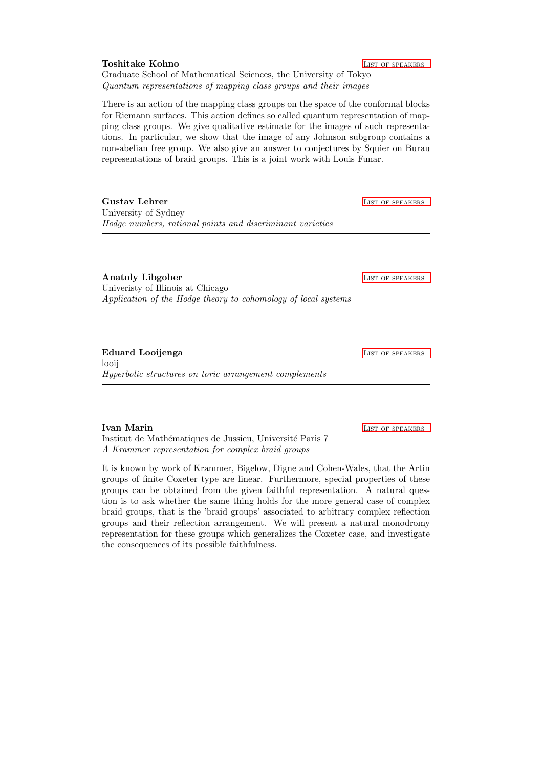**Toshitake Kohno** [List of speakers]
Graduate School of Mathematical Sciences, the University of Tokyo
*Quantum representations of mapping class groups and their images*

---

There is an action of the mapping class groups on the space of the conformal blocks for Riemann surfaces. This action defines so called quantum representation of mapping class groups. We give qualitative estimate for the images of such representations. In particular, we show that the image of any Johnson subgroup contains a non-abelian free group. We also give an answer to conjectures by Squier on Burau representations of braid groups. This is a joint work with Louis Funar.

**Gustav Lehrer** [List of speakers]
University of Sydney
*Hodge numbers, rational points and discriminant varieties*

---

**Anatoly Libgober** [List of speakers]
Univeristy of Illinois at Chicago
*Application of the Hodge theory to cohomology of local systems*

---

**Eduard Looijenga** [List of speakers]
looij
*Hyperbolic structures on toric arrangement complements*

---

**Ivan Marin** [List of speakers]
Institut de Mathématiques de Jussieu, Université Paris 7
*A Krammer representation for complex braid groups*

---

It is known by work of Krammer, Bigelow, Digne and Cohen-Wales, that the Artin groups of finite Coxeter type are linear. Furthermore, special properties of these groups can be obtained from the given faithful representation. A natural question is to ask whether the same thing holds for the more general case of complex braid groups, that is the 'braid groups' associated to arbitrary complex reflection groups and their reflection arrangement. We will present a natural monodromy representation for these groups which generalizes the Coxeter case, and investigate the consequences of its possible faithfulness.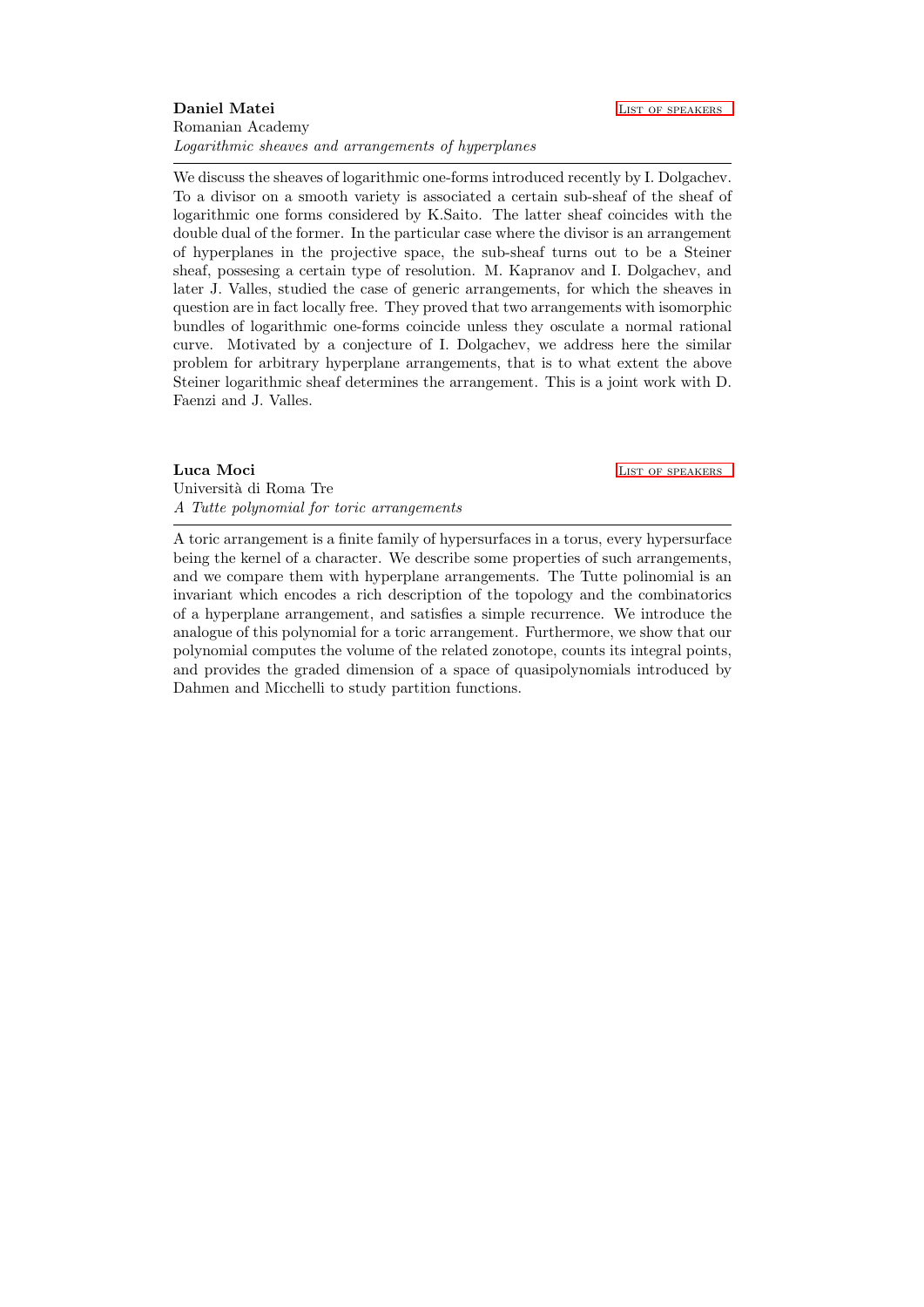**Daniel Matei** [List of speakers]
Romanian Academy
*Logarithmic sheaves and arrangements of hyperplanes*

---

We discuss the sheaves of logarithmic one-forms introduced recently by I. Dolgachev. To a divisor on a smooth variety is associated a certain sub-sheaf of the sheaf of logarithmic one forms considered by K.Saito. The latter sheaf coincides with the double dual of the former. In the particular case where the divisor is an arrangement of hyperplanes in the projective space, the sub-sheaf turns out to be a Steiner sheaf, possesing a certain type of resolution. M. Kapranov and I. Dolgachev, and later J. Valles, studied the case of generic arrangements, for which the sheaves in question are in fact locally free. They proved that two arrangements with isomorphic bundles of logarithmic one-forms coincide unless they osculate a normal rational curve. Motivated by a conjecture of I. Dolgachev, we address here the similar problem for arbitrary hyperplane arrangements, that is to what extent the above Steiner logarithmic sheaf determines the arrangement. This is a joint work with D. Faenzi and J. Valles.

**Luca Moci** [List of speakers]
Università di Roma Tre
*A Tutte polynomial for toric arrangements*

---

A toric arrangement is a finite family of hypersurfaces in a torus, every hypersurface being the kernel of a character. We describe some properties of such arrangements, and we compare them with hyperplane arrangements. The Tutte polinomial is an invariant which encodes a rich description of the topology and the combinatorics of a hyperplane arrangement, and satisfies a simple recurrence. We introduce the analogue of this polynomial for a toric arrangement. Furthermore, we show that our polynomial computes the volume of the related zonotope, counts its integral points, and provides the graded dimension of a space of quasipolynomials introduced by Dahmen and Micchelli to study partition functions.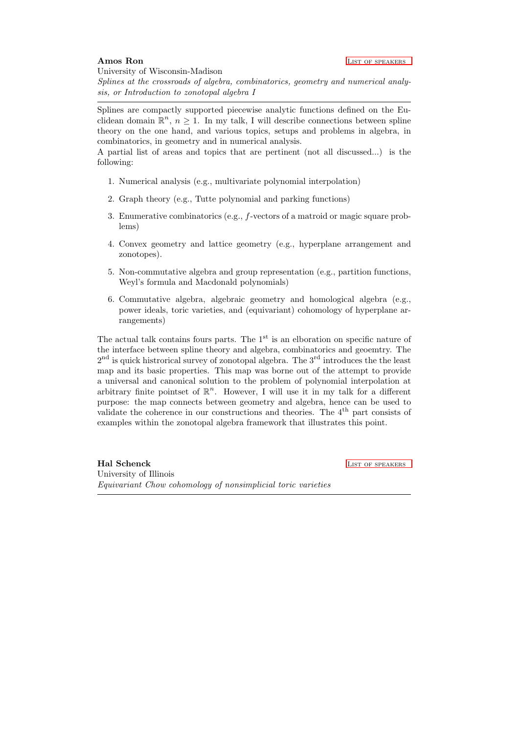**Amos Ron** List of speakers

University of Wisconsin-Madison

*Splines at the crossroads of algebra, combinatorics, geometry and numerical analysis, or Introduction to zonotopal algebra I*

---

Splines are compactly supported piecewise analytic functions defined on the Euclidean domain $\mathbb{R}^n$, $n \geq 1$. In my talk, I will describe connections between spline theory on the one hand, and various topics, setups and problems in algebra, in combinatorics, in geometry and in numerical analysis.

A partial list of areas and topics that are pertinent (not all discussed...) is the following:

1. Numerical analysis (e.g., multivariate polynomial interpolation)
2. Graph theory (e.g., Tutte polynomial and parking functions)
3. Enumerative combinatorics (e.g., $f$-vectors of a matroid or magic square problems)
4. Convex geometry and lattice geometry (e.g., hyperplane arrangement and zonotopes).
5. Non-commutative algebra and group representation (e.g., partition functions, Weyl's formula and Macdonald polynomials)
6. Commutative algebra, algebraic geometry and homological algebra (e.g., power ideals, toric varieties, and (equivariant) cohomology of hyperplane arrangements)

The actual talk contains fours parts. The 1st is an elboration on specific nature of the interface between spline theory and algebra, combinatorics and geoemtry. The 2nd is quick histrorical survey of zonotopal algebra. The 3rd introduces the the least map and its basic properties. This map was borne out of the attempt to provide a universal and canonical solution to the problem of polynomial interpolation at arbitrary finite pointset of $\mathbb{R}^n$. However, I will use it in my talk for a different purpose: the map connects between geometry and algebra, hence can be used to validate the coherence in our constructions and theories. The 4th part consists of examples within the zonotopal algebra framework that illustrates this point.

**Hal Schenck** List of speakers

University of Illinois

*Equivariant Chow cohomology of nonsimplicial toric varieties*

---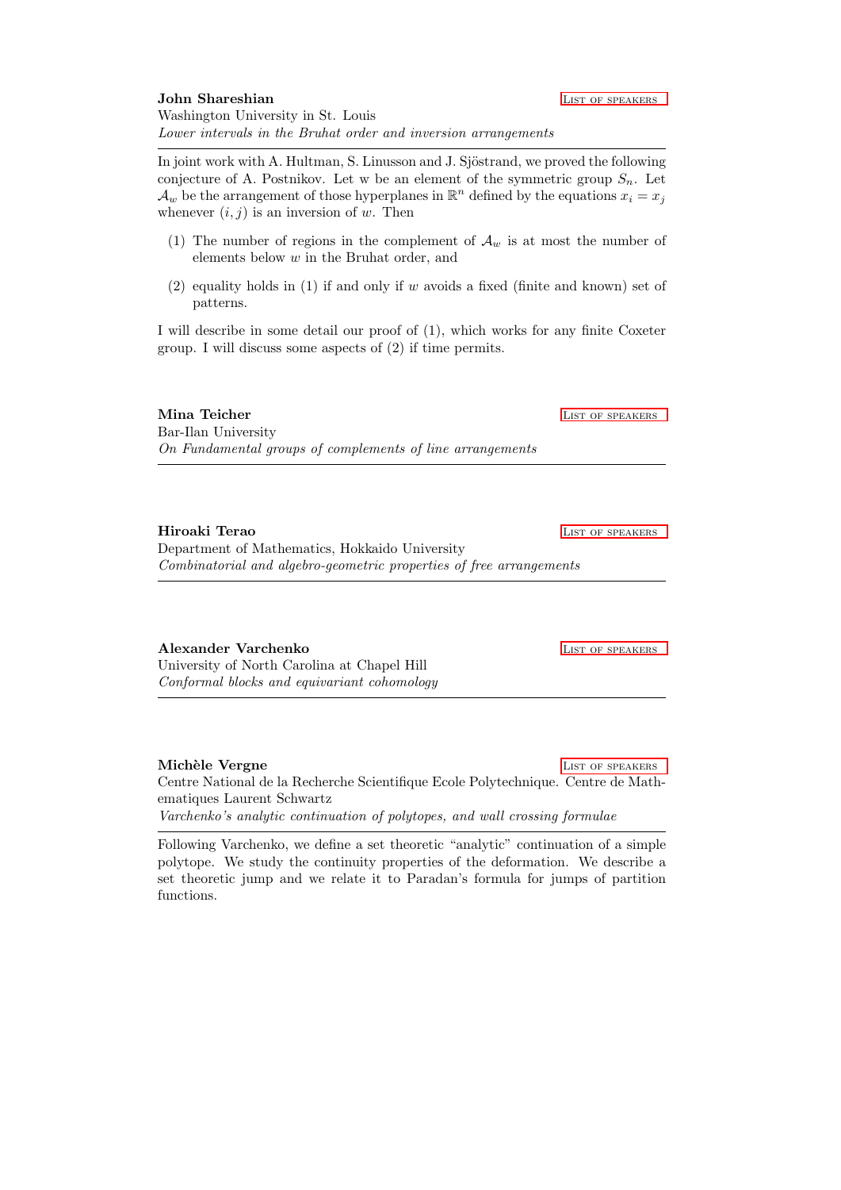**John Shareshian** List of speakers

Washington University in St. Louis

*Lower intervals in the Bruhat order and inversion arrangements*

---

In joint work with A. Hultman, S. Linusson and J. Sjöstrand, we proved the following conjecture of A. Postnikov. Let w be an element of the symmetric group $S_n$. Let $\mathcal{A}_w$ be the arrangement of those hyperplanes in $\mathbb{R}^n$ defined by the equations $x_i = x_j$ whenever $(i, j)$ is an inversion of $w$. Then

(1) The number of regions in the complement of $\mathcal{A}_w$ is at most the number of elements below $w$ in the Bruhat order, and

(2) equality holds in (1) if and only if $w$ avoids a fixed (finite and known) set of patterns.

I will describe in some detail our proof of (1), which works for any finite Coxeter group. I will discuss some aspects of (2) if time permits.

**Mina Teicher** List of speakers

Bar-Ilan University

*On Fundamental groups of complements of line arrangements*

---

**Hiroaki Terao** List of speakers

Department of Mathematics, Hokkaido University

*Combinatorial and algebro-geometric properties of free arrangements*

---

**Alexander Varchenko** List of speakers

University of North Carolina at Chapel Hill

*Conformal blocks and equivariant cohomology*

---

**Michèle Vergne** List of speakers

Centre National de la Recherche Scientifique Ecole Polytechnique. Centre de Mathematiques Laurent Schwartz

*Varchenko's analytic continuation of polytopes, and wall crossing formulae*

---

Following Varchenko, we define a set theoretic "analytic" continuation of a simple polytope. We study the continuity properties of the deformation. We describe a set theoretic jump and we relate it to Paradan's formula for jumps of partition functions.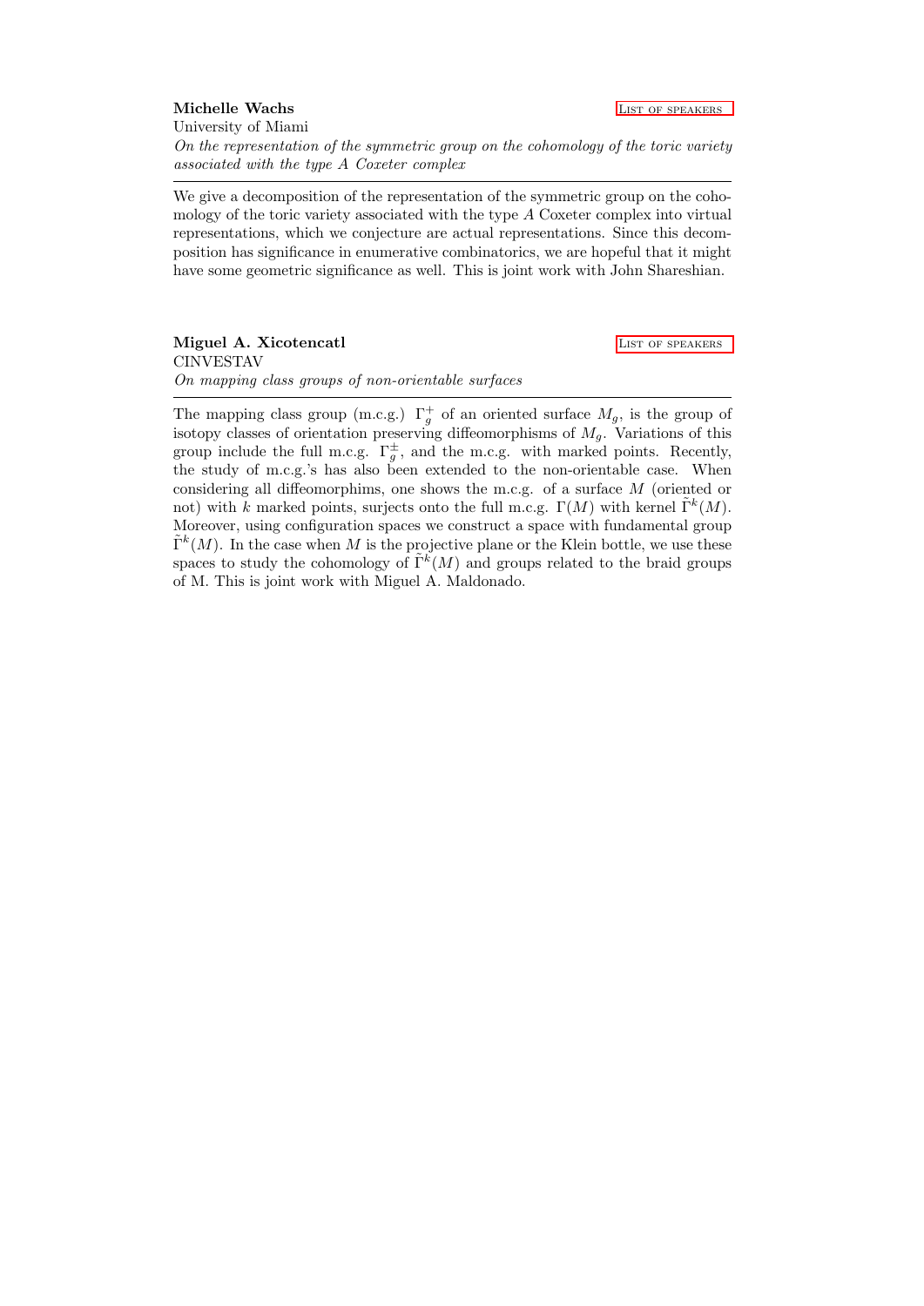**Michelle Wachs**

List of speakers

University of Miami

*On the representation of the symmetric group on the cohomology of the toric variety associated with the type A Coxeter complex*

---

We give a decomposition of the representation of the symmetric group on the cohomology of the toric variety associated with the type $A$ Coxeter complex into virtual representations, which we conjecture are actual representations. Since this decomposition has significance in enumerative combinatorics, we are hopeful that it might have some geometric significance as well. This is joint work with John Shareshian.

**Miguel A. Xicotencatl**

List of speakers

CINVESTAV

*On mapping class groups of non-orientable surfaces*

---

The mapping class group (m.c.g.) $\Gamma_g^+$ of an oriented surface $M_g$, is the group of isotopy classes of orientation preserving diffeomorphisms of $M_g$. Variations of this group include the full m.c.g. $\Gamma_g^{\pm}$, and the m.c.g. with marked points. Recently, the study of m.c.g.'s has also been extended to the non-orientable case. When considering all diffeomorphims, one shows the m.c.g. of a surface $M$ (oriented or not) with $k$ marked points, surjects onto the full m.c.g. $\Gamma(M)$ with kernel $\tilde{\Gamma}^k(M)$. Moreover, using configuration spaces we construct a space with fundamental group $\tilde{\Gamma}^k(M)$. In the case when $M$ is the projective plane or the Klein bottle, we use these spaces to study the cohomology of $\tilde{\Gamma}^k(M)$ and groups related to the braid groups of M. This is joint work with Miguel A. Maldonado.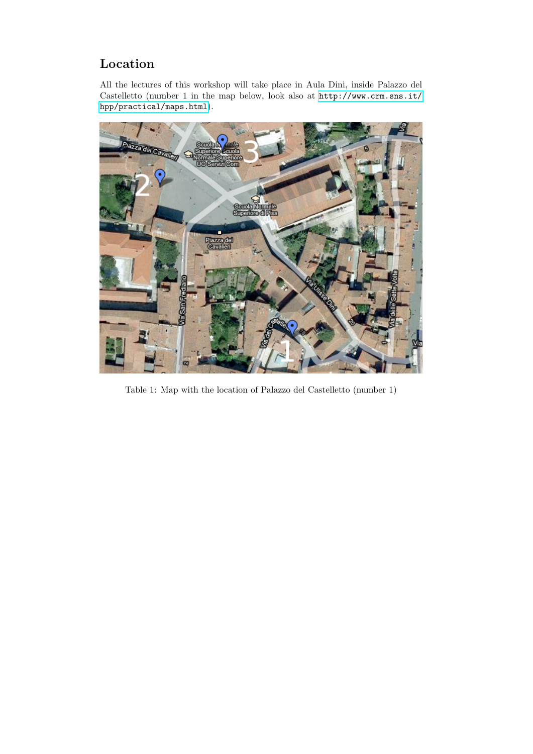## Location

All the lectures of this workshop will take place in Aula Dini, inside Palazzo del Castelletto (number 1 in the map below, look also at http://www.crm.sns.it/hpp/practical/maps.html).

Table 1: Map with the location of Palazzo del Castelletto (number 1)